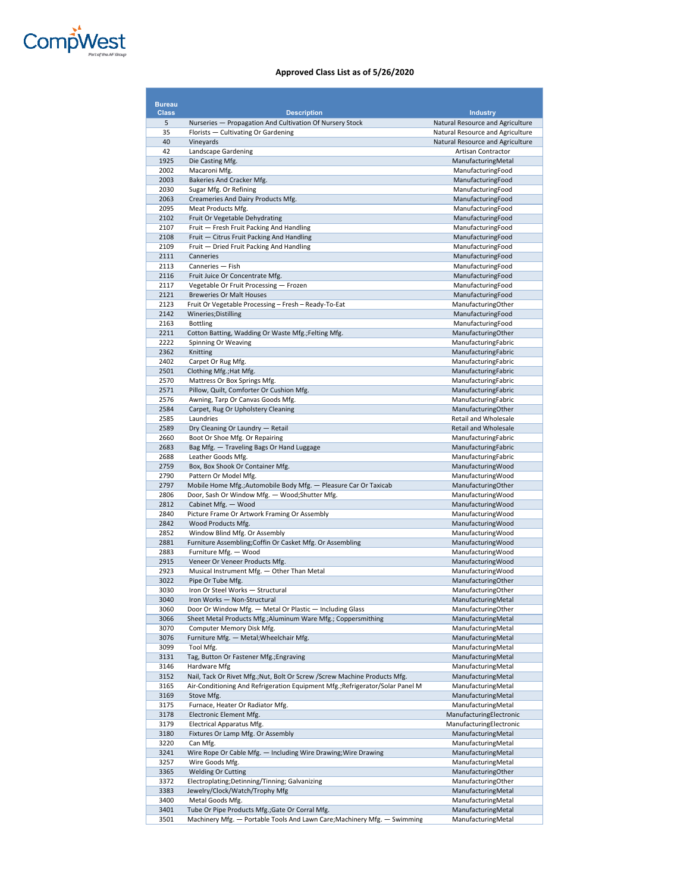CompWest
Part of the AF Group

## Approved Class List as of 5/26/2020

| Bureau Class | Description | Industry |
|---|---|---|
| 5 | Nurseries — Propagation And Cultivation Of Nursery Stock | Natural Resource and Agriculture |
| 35 | Florists — Cultivating Or Gardening | Natural Resource and Agriculture |
| 40 | Vineyards | Natural Resource and Agriculture |
| 42 | Landscape Gardening | Artisan Contractor |
| 1925 | Die Casting Mfg. | ManufacturingMetal |
| 2002 | Macaroni Mfg. | ManufacturingFood |
| 2003 | Bakeries And Cracker Mfg. | ManufacturingFood |
| 2030 | Sugar Mfg. Or Refining | ManufacturingFood |
| 2063 | Creameries And Dairy Products Mfg. | ManufacturingFood |
| 2095 | Meat Products Mfg. | ManufacturingFood |
| 2102 | Fruit Or Vegetable Dehydrating | ManufacturingFood |
| 2107 | Fruit — Fresh Fruit Packing And Handling | ManufacturingFood |
| 2108 | Fruit — Citrus Fruit Packing And Handling | ManufacturingFood |
| 2109 | Fruit — Dried Fruit Packing And Handling | ManufacturingFood |
| 2111 | Canneries | ManufacturingFood |
| 2113 | Canneries — Fish | ManufacturingFood |
| 2116 | Fruit Juice Or Concentrate Mfg. | ManufacturingFood |
| 2117 | Vegetable Or Fruit Processing — Frozen | ManufacturingFood |
| 2121 | Breweries Or Malt Houses | ManufacturingFood |
| 2123 | Fruit Or Vegetable Processing – Fresh – Ready-To-Eat | ManufacturingOther |
| 2142 | Wineries;Distilling | ManufacturingFood |
| 2163 | Bottling | ManufacturingFood |
| 2211 | Cotton Batting, Wadding Or Waste Mfg.;Felting Mfg. | ManufacturingOther |
| 2222 | Spinning Or Weaving | ManufacturingFabric |
| 2362 | Knitting | ManufacturingFabric |
| 2402 | Carpet Or Rug Mfg. | ManufacturingFabric |
| 2501 | Clothing Mfg.;Hat Mfg. | ManufacturingFabric |
| 2570 | Mattress Or Box Springs Mfg. | ManufacturingFabric |
| 2571 | Pillow, Quilt, Comforter Or Cushion Mfg. | ManufacturingFabric |
| 2576 | Awning, Tarp Or Canvas Goods Mfg. | ManufacturingFabric |
| 2584 | Carpet, Rug Or Upholstery Cleaning | ManufacturingOther |
| 2585 | Laundries | Retail and Wholesale |
| 2589 | Dry Cleaning Or Laundry — Retail | Retail and Wholesale |
| 2660 | Boot Or Shoe Mfg. Or Repairing | ManufacturingFabric |
| 2683 | Bag Mfg. — Traveling Bags Or Hand Luggage | ManufacturingFabric |
| 2688 | Leather Goods Mfg. | ManufacturingFabric |
| 2759 | Box, Box Shook Or Container Mfg. | ManufacturingWood |
| 2790 | Pattern Or Model Mfg. | ManufacturingWood |
| 2797 | Mobile Home Mfg.;Automobile Body Mfg. — Pleasure Car Or Taxicab | ManufacturingOther |
| 2806 | Door, Sash Or Window Mfg. — Wood;Shutter Mfg. | ManufacturingWood |
| 2812 | Cabinet Mfg. — Wood | ManufacturingWood |
| 2840 | Picture Frame Or Artwork Framing Or Assembly | ManufacturingWood |
| 2842 | Wood Products Mfg. | ManufacturingWood |
| 2852 | Window Blind Mfg. Or Assembly | ManufacturingWood |
| 2881 | Furniture Assembling;Coffin Or Casket Mfg. Or Assembling | ManufacturingWood |
| 2883 | Furniture Mfg. — Wood | ManufacturingWood |
| 2915 | Veneer Or Veneer Products Mfg. | ManufacturingWood |
| 2923 | Musical Instrument Mfg. — Other Than Metal | ManufacturingWood |
| 3022 | Pipe Or Tube Mfg. | ManufacturingOther |
| 3030 | Iron Or Steel Works — Structural | ManufacturingOther |
| 3040 | Iron Works — Non-Structural | ManufacturingMetal |
| 3060 | Door Or Window Mfg. — Metal Or Plastic — Including Glass | ManufacturingOther |
| 3066 | Sheet Metal Products Mfg.;Aluminum Ware Mfg.; Coppersmithing | ManufacturingMetal |
| 3070 | Computer Memory Disk Mfg. | ManufacturingMetal |
| 3076 | Furniture Mfg. — Metal;Wheelchair Mfg. | ManufacturingMetal |
| 3099 | Tool Mfg. | ManufacturingMetal |
| 3131 | Tag, Button Or Fastener Mfg.;Engraving | ManufacturingMetal |
| 3146 | Hardware Mfg | ManufacturingMetal |
| 3152 | Nail, Tack Or Rivet Mfg.;Nut, Bolt Or Screw /Screw Machine Products Mfg. | ManufacturingMetal |
| 3165 | Air-Conditioning And Refrigeration Equipment Mfg.;Refrigerator/Solar Panel M | ManufacturingMetal |
| 3169 | Stove Mfg. | ManufacturingMetal |
| 3175 | Furnace, Heater Or Radiator Mfg. | ManufacturingMetal |
| 3178 | Electronic Element Mfg. | ManufacturingElectronic |
| 3179 | Electrical Apparatus Mfg. | ManufacturingElectronic |
| 3180 | Fixtures Or Lamp Mfg. Or Assembly | ManufacturingMetal |
| 3220 | Can Mfg. | ManufacturingMetal |
| 3241 | Wire Rope Or Cable Mfg. — Including Wire Drawing;Wire Drawing | ManufacturingMetal |
| 3257 | Wire Goods Mfg. | ManufacturingMetal |
| 3365 | Welding Or Cutting | ManufacturingOther |
| 3372 | Electroplating;Detinning/Tinning; Galvanizing | ManufacturingOther |
| 3383 | Jewelry/Clock/Watch/Trophy Mfg | ManufacturingMetal |
| 3400 | Metal Goods Mfg. | ManufacturingMetal |
| 3401 | Tube Or Pipe Products Mfg.;Gate Or Corral Mfg. | ManufacturingMetal |
| 3501 | Machinery Mfg. — Portable Tools And Lawn Care;Machinery Mfg. — Swimming | ManufacturingMetal |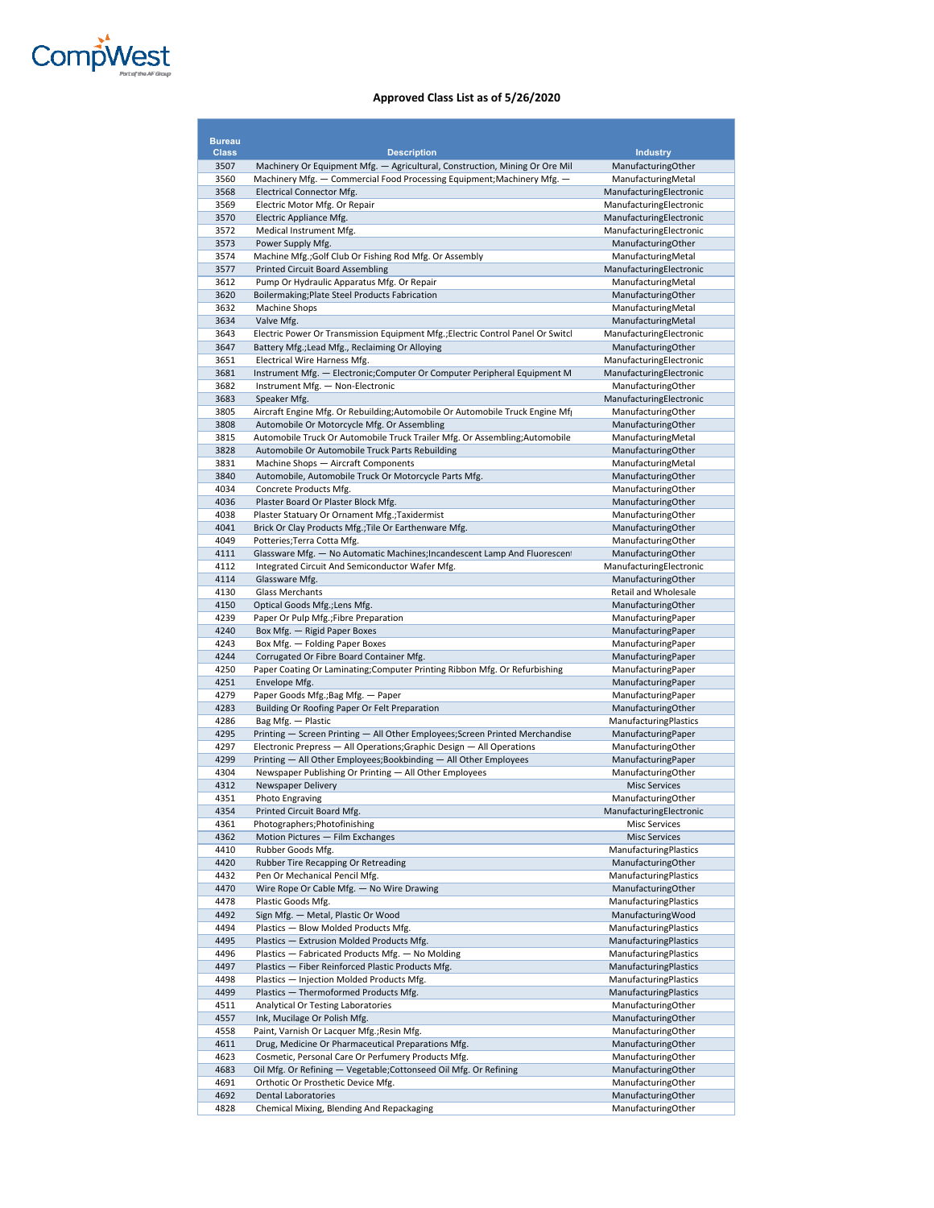CompWest

Part of the AF Group

## Approved Class List as of 5/26/2020

| Bureau Class | Description | Industry |
|---|---|---|
| 3507 | Machinery Or Equipment Mfg. — Agricultural, Construction, Mining Or Ore Mil | ManufacturingOther |
| 3560 | Machinery Mfg. — Commercial Food Processing Equipment;Machinery Mfg. — | ManufacturingMetal |
| 3568 | Electrical Connector Mfg. | ManufacturingElectronic |
| 3569 | Electric Motor Mfg. Or Repair | ManufacturingElectronic |
| 3570 | Electric Appliance Mfg. | ManufacturingElectronic |
| 3572 | Medical Instrument Mfg. | ManufacturingElectronic |
| 3573 | Power Supply Mfg. | ManufacturingOther |
| 3574 | Machine Mfg.;Golf Club Or Fishing Rod Mfg. Or Assembly | ManufacturingMetal |
| 3577 | Printed Circuit Board Assembling | ManufacturingElectronic |
| 3612 | Pump Or Hydraulic Apparatus Mfg. Or Repair | ManufacturingMetal |
| 3620 | Boilermaking;Plate Steel Products Fabrication | ManufacturingOther |
| 3632 | Machine Shops | ManufacturingMetal |
| 3634 | Valve Mfg. | ManufacturingMetal |
| 3643 | Electric Power Or Transmission Equipment Mfg.;Electric Control Panel Or Switcl | ManufacturingElectronic |
| 3647 | Battery Mfg.;Lead Mfg., Reclaiming Or Alloying | ManufacturingOther |
| 3651 | Electrical Wire Harness Mfg. | ManufacturingElectronic |
| 3681 | Instrument Mfg. — Electronic;Computer Or Computer Peripheral Equipment M | ManufacturingElectronic |
| 3682 | Instrument Mfg. — Non-Electronic | ManufacturingOther |
| 3683 | Speaker Mfg. | ManufacturingElectronic |
| 3805 | Aircraft Engine Mfg. Or Rebuilding;Automobile Or Automobile Truck Engine Mf | ManufacturingOther |
| 3808 | Automobile Or Motorcycle Mfg. Or Assembling | ManufacturingOther |
| 3815 | Automobile Truck Or Automobile Truck Trailer Mfg. Or Assembling;Automobile | ManufacturingMetal |
| 3828 | Automobile Or Automobile Truck Parts Rebuilding | ManufacturingOther |
| 3831 | Machine Shops — Aircraft Components | ManufacturingMetal |
| 3840 | Automobile, Automobile Truck Or Motorcycle Parts Mfg. | ManufacturingOther |
| 4034 | Concrete Products Mfg. | ManufacturingOther |
| 4036 | Plaster Board Or Plaster Block Mfg. | ManufacturingOther |
| 4038 | Plaster Statuary Or Ornament Mfg.;Taxidermist | ManufacturingOther |
| 4041 | Brick Or Clay Products Mfg.;Tile Or Earthenware Mfg. | ManufacturingOther |
| 4049 | Potteries;Terra Cotta Mfg. | ManufacturingOther |
| 4111 | Glassware Mfg. — No Automatic Machines;Incandescent Lamp And Fluorescent | ManufacturingOther |
| 4112 | Integrated Circuit And Semiconductor Wafer Mfg. | ManufacturingElectronic |
| 4114 | Glassware Mfg. | ManufacturingOther |
| 4130 | Glass Merchants | Retail and Wholesale |
| 4150 | Optical Goods Mfg.;Lens Mfg. | ManufacturingOther |
| 4239 | Paper Or Pulp Mfg.;Fibre Preparation | ManufacturingPaper |
| 4240 | Box Mfg. — Rigid Paper Boxes | ManufacturingPaper |
| 4243 | Box Mfg. — Folding Paper Boxes | ManufacturingPaper |
| 4244 | Corrugated Or Fibre Board Container Mfg. | ManufacturingPaper |
| 4250 | Paper Coating Or Laminating;Computer Printing Ribbon Mfg. Or Refurbishing | ManufacturingPaper |
| 4251 | Envelope Mfg. | ManufacturingPaper |
| 4279 | Paper Goods Mfg.;Bag Mfg. — Paper | ManufacturingPaper |
| 4283 | Building Or Roofing Paper Or Felt Preparation | ManufacturingOther |
| 4286 | Bag Mfg. — Plastic | ManufacturingPlastics |
| 4295 | Printing — Screen Printing — All Other Employees;Screen Printed Merchandise | ManufacturingPaper |
| 4297 | Electronic Prepress — All Operations;Graphic Design — All Operations | ManufacturingOther |
| 4299 | Printing — All Other Employees;Bookbinding — All Other Employees | ManufacturingPaper |
| 4304 | Newspaper Publishing Or Printing — All Other Employees | ManufacturingOther |
| 4312 | Newspaper Delivery | Misc Services |
| 4351 | Photo Engraving | ManufacturingOther |
| 4354 | Printed Circuit Board Mfg. | ManufacturingElectronic |
| 4361 | Photographers;Photofinishing | Misc Services |
| 4362 | Motion Pictures — Film Exchanges | Misc Services |
| 4410 | Rubber Goods Mfg. | ManufacturingPlastics |
| 4420 | Rubber Tire Recapping Or Retreading | ManufacturingOther |
| 4432 | Pen Or Mechanical Pencil Mfg. | ManufacturingPlastics |
| 4470 | Wire Rope Or Cable Mfg. — No Wire Drawing | ManufacturingOther |
| 4478 | Plastic Goods Mfg. | ManufacturingPlastics |
| 4492 | Sign Mfg. — Metal, Plastic Or Wood | ManufacturingWood |
| 4494 | Plastics — Blow Molded Products Mfg. | ManufacturingPlastics |
| 4495 | Plastics — Extrusion Molded Products Mfg. | ManufacturingPlastics |
| 4496 | Plastics — Fabricated Products Mfg. — No Molding | ManufacturingPlastics |
| 4497 | Plastics — Fiber Reinforced Plastic Products Mfg. | ManufacturingPlastics |
| 4498 | Plastics — Injection Molded Products Mfg. | ManufacturingPlastics |
| 4499 | Plastics — Thermoformed Products Mfg. | ManufacturingPlastics |
| 4511 | Analytical Or Testing Laboratories | ManufacturingOther |
| 4557 | Ink, Mucilage Or Polish Mfg. | ManufacturingOther |
| 4558 | Paint, Varnish Or Lacquer Mfg.;Resin Mfg. | ManufacturingOther |
| 4611 | Drug, Medicine Or Pharmaceutical Preparations Mfg. | ManufacturingOther |
| 4623 | Cosmetic, Personal Care Or Perfumery Products Mfg. | ManufacturingOther |
| 4683 | Oil Mfg. Or Refining — Vegetable;Cottonseed Oil Mfg. Or Refining | ManufacturingOther |
| 4691 | Orthotic Or Prosthetic Device Mfg. | ManufacturingOther |
| 4692 | Dental Laboratories | ManufacturingOther |
| 4828 | Chemical Mixing, Blending And Repackaging | ManufacturingOther |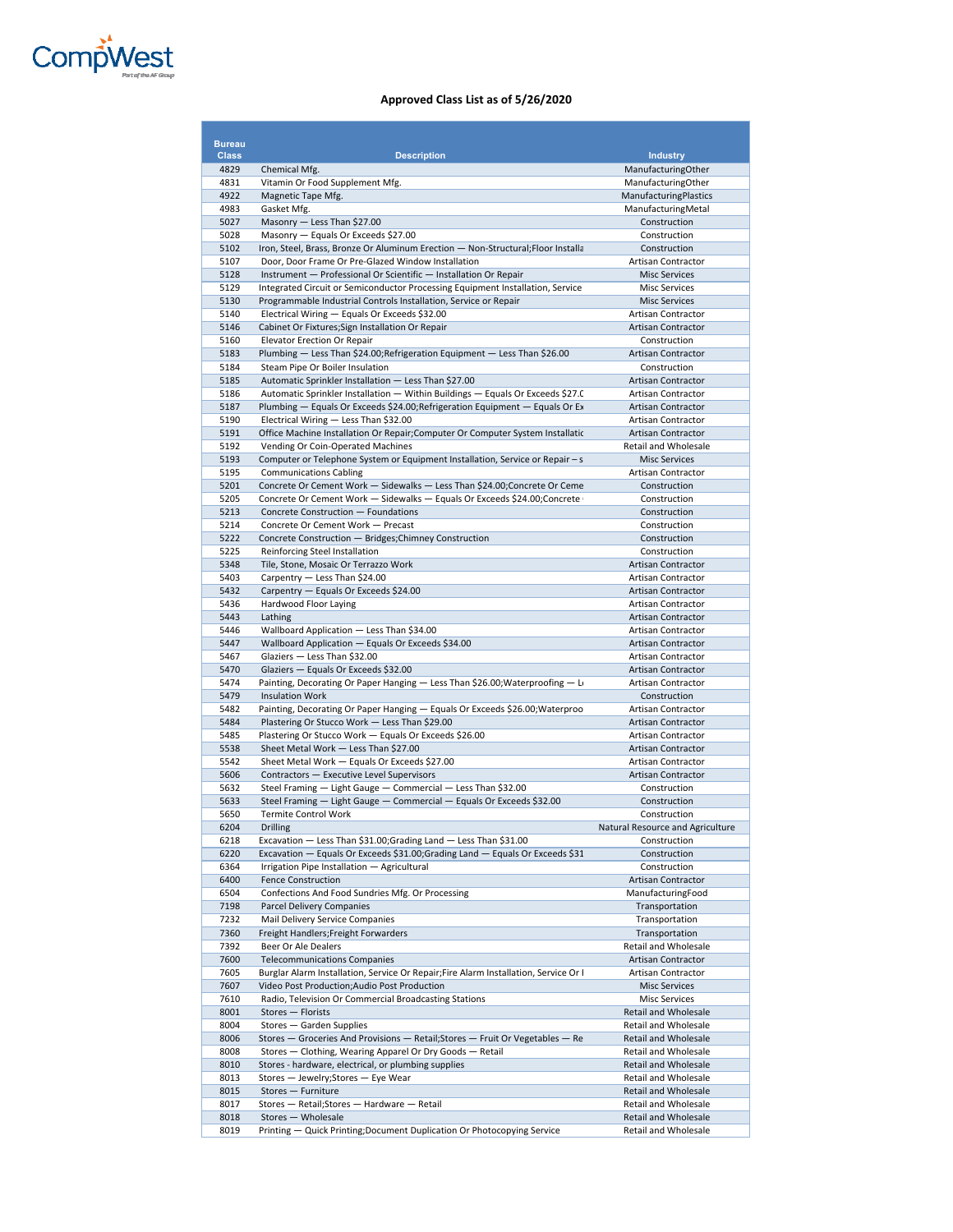CompWest

Part of the AF Group

## Approved Class List as of 5/26/2020

| Bureau Class | Description | Industry |
|---|---|---|
| 4829 | Chemical Mfg. | ManufacturingOther |
| 4831 | Vitamin Or Food Supplement Mfg. | ManufacturingOther |
| 4922 | Magnetic Tape Mfg. | ManufacturingPlastics |
| 4983 | Gasket Mfg. | ManufacturingMetal |
| 5027 | Masonry — Less Than $27.00 | Construction |
| 5028 | Masonry — Equals Or Exceeds $27.00 | Construction |
| 5102 | Iron, Steel, Brass, Bronze Or Aluminum Erection — Non-Structural;Floor Installa | Construction |
| 5107 | Door, Door Frame Or Pre-Glazed Window Installation | Artisan Contractor |
| 5128 | Instrument — Professional Or Scientific — Installation Or Repair | Misc Services |
| 5129 | Integrated Circuit or Semiconductor Processing Equipment Installation, Service | Misc Services |
| 5130 | Programmable Industrial Controls Installation, Service or Repair | Misc Services |
| 5140 | Electrical Wiring — Equals Or Exceeds $32.00 | Artisan Contractor |
| 5146 | Cabinet Or Fixtures;Sign Installation Or Repair | Artisan Contractor |
| 5160 | Elevator Erection Or Repair | Construction |
| 5183 | Plumbing — Less Than $24.00;Refrigeration Equipment — Less Than $26.00 | Artisan Contractor |
| 5184 | Steam Pipe Or Boiler Insulation | Construction |
| 5185 | Automatic Sprinkler Installation — Less Than $27.00 | Artisan Contractor |
| 5186 | Automatic Sprinkler Installation — Within Buildings — Equals Or Exceeds $27.0 | Artisan Contractor |
| 5187 | Plumbing — Equals Or Exceeds $24.00;Refrigeration Equipment — Equals Or Ex | Artisan Contractor |
| 5190 | Electrical Wiring — Less Than $32.00 | Artisan Contractor |
| 5191 | Office Machine Installation Or Repair;Computer Or Computer System Installatic | Artisan Contractor |
| 5192 | Vending Or Coin-Operated Machines | Retail and Wholesale |
| 5193 | Computer or Telephone System or Equipment Installation, Service or Repair – s | Misc Services |
| 5195 | Communications Cabling | Artisan Contractor |
| 5201 | Concrete Or Cement Work — Sidewalks — Less Than $24.00;Concrete Or Ceme | Construction |
| 5205 | Concrete Or Cement Work — Sidewalks — Equals Or Exceeds $24.00;Concrete | Construction |
| 5213 | Concrete Construction — Foundations | Construction |
| 5214 | Concrete Or Cement Work — Precast | Construction |
| 5222 | Concrete Construction — Bridges;Chimney Construction | Construction |
| 5225 | Reinforcing Steel Installation | Construction |
| 5348 | Tile, Stone, Mosaic Or Terrazzo Work | Artisan Contractor |
| 5403 | Carpentry — Less Than $24.00 | Artisan Contractor |
| 5432 | Carpentry — Equals Or Exceeds $24.00 | Artisan Contractor |
| 5436 | Hardwood Floor Laying | Artisan Contractor |
| 5443 | Lathing | Artisan Contractor |
| 5446 | Wallboard Application — Less Than $34.00 | Artisan Contractor |
| 5447 | Wallboard Application — Equals Or Exceeds $34.00 | Artisan Contractor |
| 5467 | Glaziers — Less Than $32.00 | Artisan Contractor |
| 5470 | Glaziers — Equals Or Exceeds $32.00 | Artisan Contractor |
| 5474 | Painting, Decorating Or Paper Hanging — Less Than $26.00;Waterproofing — Le | Artisan Contractor |
| 5479 | Insulation Work | Construction |
| 5482 | Painting, Decorating Or Paper Hanging — Equals Or Exceeds $26.00;Waterproo | Artisan Contractor |
| 5484 | Plastering Or Stucco Work — Less Than $29.00 | Artisan Contractor |
| 5485 | Plastering Or Stucco Work — Equals Or Exceeds $26.00 | Artisan Contractor |
| 5538 | Sheet Metal Work — Less Than $27.00 | Artisan Contractor |
| 5542 | Sheet Metal Work — Equals Or Exceeds $27.00 | Artisan Contractor |
| 5606 | Contractors — Executive Level Supervisors | Artisan Contractor |
| 5632 | Steel Framing — Light Gauge — Commercial — Less Than $32.00 | Construction |
| 5633 | Steel Framing — Light Gauge — Commercial — Equals Or Exceeds $32.00 | Construction |
| 5650 | Termite Control Work | Construction |
| 6204 | Drilling | Natural Resource and Agriculture |
| 6218 | Excavation — Less Than $31.00;Grading Land — Less Than $31.00 | Construction |
| 6220 | Excavation — Equals Or Exceeds $31.00;Grading Land — Equals Or Exceeds $31 | Construction |
| 6364 | Irrigation Pipe Installation — Agricultural | Construction |
| 6400 | Fence Construction | Artisan Contractor |
| 6504 | Confections And Food Sundries Mfg. Or Processing | ManufacturingFood |
| 7198 | Parcel Delivery Companies | Transportation |
| 7232 | Mail Delivery Service Companies | Transportation |
| 7360 | Freight Handlers;Freight Forwarders | Transportation |
| 7392 | Beer Or Ale Dealers | Retail and Wholesale |
| 7600 | Telecommunications Companies | Artisan Contractor |
| 7605 | Burglar Alarm Installation, Service Or Repair;Fire Alarm Installation, Service Or I | Artisan Contractor |
| 7607 | Video Post Production;Audio Post Production | Misc Services |
| 7610 | Radio, Television Or Commercial Broadcasting Stations | Misc Services |
| 8001 | Stores — Florists | Retail and Wholesale |
| 8004 | Stores — Garden Supplies | Retail and Wholesale |
| 8006 | Stores — Groceries And Provisions — Retail;Stores — Fruit Or Vegetables — Re | Retail and Wholesale |
| 8008 | Stores — Clothing, Wearing Apparel Or Dry Goods — Retail | Retail and Wholesale |
| 8010 | Stores - hardware, electrical, or plumbing supplies | Retail and Wholesale |
| 8013 | Stores — Jewelry;Stores — Eye Wear | Retail and Wholesale |
| 8015 | Stores — Furniture | Retail and Wholesale |
| 8017 | Stores — Retail;Stores — Hardware — Retail | Retail and Wholesale |
| 8018 | Stores — Wholesale | Retail and Wholesale |
| 8019 | Printing — Quick Printing;Document Duplication Or Photocopying Service | Retail and Wholesale |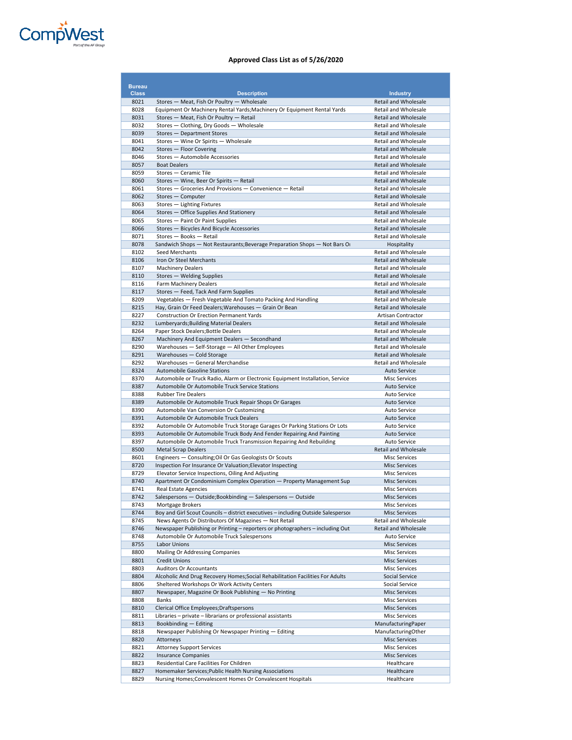CompWest

Part of the AF Group

**Approved Class List as of 5/26/2020**

| Bureau Class | Description | Industry |
|---|---|---|
| 8021 | Stores — Meat, Fish Or Poultry — Wholesale | Retail and Wholesale |
| 8028 | Equipment Or Machinery Rental Yards;Machinery Or Equipment Rental Yards | Retail and Wholesale |
| 8031 | Stores — Meat, Fish Or Poultry — Retail | Retail and Wholesale |
| 8032 | Stores — Clothing, Dry Goods — Wholesale | Retail and Wholesale |
| 8039 | Stores — Department Stores | Retail and Wholesale |
| 8041 | Stores — Wine Or Spirits — Wholesale | Retail and Wholesale |
| 8042 | Stores — Floor Covering | Retail and Wholesale |
| 8046 | Stores — Automobile Accessories | Retail and Wholesale |
| 8057 | Boat Dealers | Retail and Wholesale |
| 8059 | Stores — Ceramic Tile | Retail and Wholesale |
| 8060 | Stores — Wine, Beer Or Spirits — Retail | Retail and Wholesale |
| 8061 | Stores — Groceries And Provisions — Convenience — Retail | Retail and Wholesale |
| 8062 | Stores — Computer | Retail and Wholesale |
| 8063 | Stores — Lighting Fixtures | Retail and Wholesale |
| 8064 | Stores — Office Supplies And Stationery | Retail and Wholesale |
| 8065 | Stores — Paint Or Paint Supplies | Retail and Wholesale |
| 8066 | Stores — Bicycles And Bicycle Accessories | Retail and Wholesale |
| 8071 | Stores — Books — Retail | Retail and Wholesale |
| 8078 | Sandwich Shops — Not Restaurants;Beverage Preparation Shops — Not Bars Or | Hospitality |
| 8102 | Seed Merchants | Retail and Wholesale |
| 8106 | Iron Or Steel Merchants | Retail and Wholesale |
| 8107 | Machinery Dealers | Retail and Wholesale |
| 8110 | Stores — Welding Supplies | Retail and Wholesale |
| 8116 | Farm Machinery Dealers | Retail and Wholesale |
| 8117 | Stores — Feed, Tack And Farm Supplies | Retail and Wholesale |
| 8209 | Vegetables — Fresh Vegetable And Tomato Packing And Handling | Retail and Wholesale |
| 8215 | Hay, Grain Or Feed Dealers;Warehouses — Grain Or Bean | Retail and Wholesale |
| 8227 | Construction Or Erection Permanent Yards | Artisan Contractor |
| 8232 | Lumberyards;Building Material Dealers | Retail and Wholesale |
| 8264 | Paper Stock Dealers;Bottle Dealers | Retail and Wholesale |
| 8267 | Machinery And Equipment Dealers — Secondhand | Retail and Wholesale |
| 8290 | Warehouses — Self-Storage — All Other Employees | Retail and Wholesale |
| 8291 | Warehouses — Cold Storage | Retail and Wholesale |
| 8292 | Warehouses — General Merchandise | Retail and Wholesale |
| 8324 | Automobile Gasoline Stations | Auto Service |
| 8370 | Automobile or Truck Radio, Alarm or Electronic Equipment Installation, Service | Misc Services |
| 8387 | Automobile Or Automobile Truck Service Stations | Auto Service |
| 8388 | Rubber Tire Dealers | Auto Service |
| 8389 | Automobile Or Automobile Truck Repair Shops Or Garages | Auto Service |
| 8390 | Automobile Van Conversion Or Customizing | Auto Service |
| 8391 | Automobile Or Automobile Truck Dealers | Auto Service |
| 8392 | Automobile Or Automobile Truck Storage Garages Or Parking Stations Or Lots | Auto Service |
| 8393 | Automobile Or Automobile Truck Body And Fender Repairing And Painting | Auto Service |
| 8397 | Automobile Or Automobile Truck Transmission Repairing And Rebuilding | Auto Service |
| 8500 | Metal Scrap Dealers | Retail and Wholesale |
| 8601 | Engineers — Consulting;Oil Or Gas Geologists Or Scouts | Misc Services |
| 8720 | Inspection For Insurance Or Valuation;Elevator Inspecting | Misc Services |
| 8729 | Elevator Service Inspections, Oiling And Adjusting | Misc Services |
| 8740 | Apartment Or Condominium Complex Operation — Property Management Sup | Misc Services |
| 8741 | Real Estate Agencies | Misc Services |
| 8742 | Salespersons — Outside;Bookbinding — Salespersons — Outside | Misc Services |
| 8743 | Mortgage Brokers | Misc Services |
| 8744 | Boy and Girl Scout Councils – district executives – including Outside Salesperso | Misc Services |
| 8745 | News Agents Or Distributors Of Magazines — Not Retail | Retail and Wholesale |
| 8746 | Newspaper Publishing or Printing – reporters or photographers – including Out | Retail and Wholesale |
| 8748 | Automobile Or Automobile Truck Salespersons | Auto Service |
| 8755 | Labor Unions | Misc Services |
| 8800 | Mailing Or Addressing Companies | Misc Services |
| 8801 | Credit Unions | Misc Services |
| 8803 | Auditors Or Accountants | Misc Services |
| 8804 | Alcoholic And Drug Recovery Homes;Social Rehabilitation Facilities For Adults | Social Service |
| 8806 | Sheltered Workshops Or Work Activity Centers | Social Service |
| 8807 | Newspaper, Magazine Or Book Publishing — No Printing | Misc Services |
| 8808 | Banks | Misc Services |
| 8810 | Clerical Office Employees;Draftspersons | Misc Services |
| 8811 | Libraries – private – librarians or professional assistants | Misc Services |
| 8813 | Bookbinding — Editing | ManufacturingPaper |
| 8818 | Newspaper Publishing Or Newspaper Printing — Editing | ManufacturingOther |
| 8820 | Attorneys | Misc Services |
| 8821 | Attorney Support Services | Misc Services |
| 8822 | Insurance Companies | Misc Services |
| 8823 | Residential Care Facilities For Children | Healthcare |
| 8827 | Homemaker Services;Public Health Nursing Associations | Healthcare |
| 8829 | Nursing Homes;Convalescent Homes Or Convalescent Hospitals | Healthcare |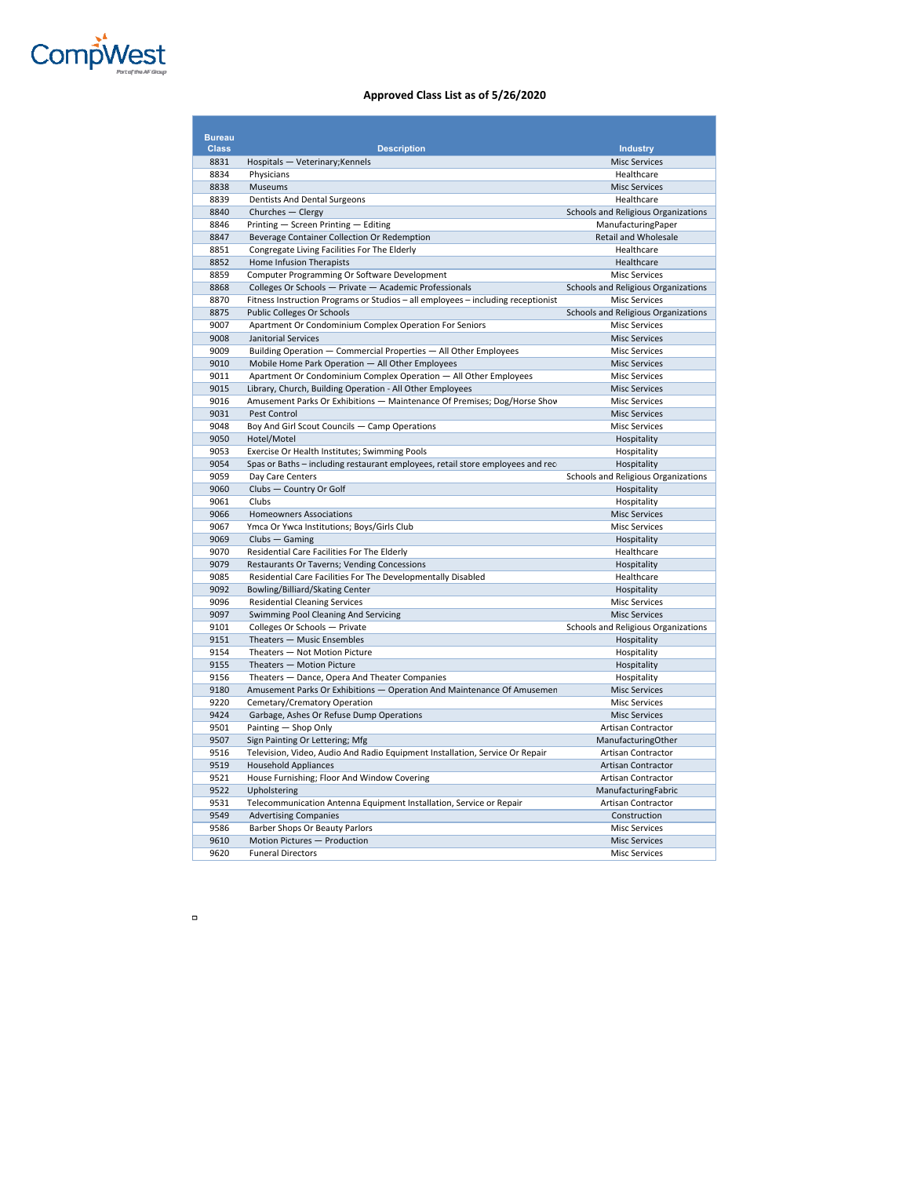# Approved Class List as of 5/26/2020

| Bureau Class | Description | Industry |
|---|---|---|
| 8831 | Hospitals — Veterinary;Kennels | Misc Services |
| 8834 | Physicians | Healthcare |
| 8838 | Museums | Misc Services |
| 8839 | Dentists And Dental Surgeons | Healthcare |
| 8840 | Churches — Clergy | Schools and Religious Organizations |
| 8846 | Printing — Screen Printing — Editing | ManufacturingPaper |
| 8847 | Beverage Container Collection Or Redemption | Retail and Wholesale |
| 8851 | Congregate Living Facilities For The Elderly | Healthcare |
| 8852 | Home Infusion Therapists | Healthcare |
| 8859 | Computer Programming Or Software Development | Misc Services |
| 8868 | Colleges Or Schools — Private — Academic Professionals | Schools and Religious Organizations |
| 8870 | Fitness Instruction Programs or Studios – all employees – including receptionist | Misc Services |
| 8875 | Public Colleges Or Schools | Schools and Religious Organizations |
| 9007 | Apartment Or Condominium Complex Operation For Seniors | Misc Services |
| 9008 | Janitorial Services | Misc Services |
| 9009 | Building Operation — Commercial Properties — All Other Employees | Misc Services |
| 9010 | Mobile Home Park Operation — All Other Employees | Misc Services |
| 9011 | Apartment Or Condominium Complex Operation — All Other Employees | Misc Services |
| 9015 | Library, Church, Building Operation - All Other Employees | Misc Services |
| 9016 | Amusement Parks Or Exhibitions — Maintenance Of Premises; Dog/Horse Show | Misc Services |
| 9031 | Pest Control | Misc Services |
| 9048 | Boy And Girl Scout Councils — Camp Operations | Misc Services |
| 9050 | Hotel/Motel | Hospitality |
| 9053 | Exercise Or Health Institutes; Swimming Pools | Hospitality |
| 9054 | Spas or Baths – including restaurant employees, retail store employees and rec | Hospitality |
| 9059 | Day Care Centers | Schools and Religious Organizations |
| 9060 | Clubs — Country Or Golf | Hospitality |
| 9061 | Clubs | Hospitality |
| 9066 | Homeowners Associations | Misc Services |
| 9067 | Ymca Or Ywca Institutions; Boys/Girls Club | Misc Services |
| 9069 | Clubs — Gaming | Hospitality |
| 9070 | Residential Care Facilities For The Elderly | Healthcare |
| 9079 | Restaurants Or Taverns; Vending Concessions | Hospitality |
| 9085 | Residential Care Facilities For The Developmentally Disabled | Healthcare |
| 9092 | Bowling/Billiard/Skating Center | Hospitality |
| 9096 | Residential Cleaning Services | Misc Services |
| 9097 | Swimming Pool Cleaning And Servicing | Misc Services |
| 9101 | Colleges Or Schools — Private | Schools and Religious Organizations |
| 9151 | Theaters — Music Ensembles | Hospitality |
| 9154 | Theaters — Not Motion Picture | Hospitality |
| 9155 | Theaters — Motion Picture | Hospitality |
| 9156 | Theaters — Dance, Opera And Theater Companies | Hospitality |
| 9180 | Amusement Parks Or Exhibitions — Operation And Maintenance Of Amusemen | Misc Services |
| 9220 | Cemetary/Crematory Operation | Misc Services |
| 9424 | Garbage, Ashes Or Refuse Dump Operations | Misc Services |
| 9501 | Painting — Shop Only | Artisan Contractor |
| 9507 | Sign Painting Or Lettering; Mfg | ManufacturingOther |
| 9516 | Television, Video, Audio And Radio Equipment Installation, Service Or Repair | Artisan Contractor |
| 9519 | Household Appliances | Artisan Contractor |
| 9521 | House Furnishing; Floor And Window Covering | Artisan Contractor |
| 9522 | Upholstering | ManufacturingFabric |
| 9531 | Telecommunication Antenna Equipment Installation, Service or Repair | Artisan Contractor |
| 9549 | Advertising Companies | Construction |
| 9586 | Barber Shops Or Beauty Parlors | Misc Services |
| 9610 | Motion Pictures — Production | Misc Services |
| 9620 | Funeral Directors | Misc Services |